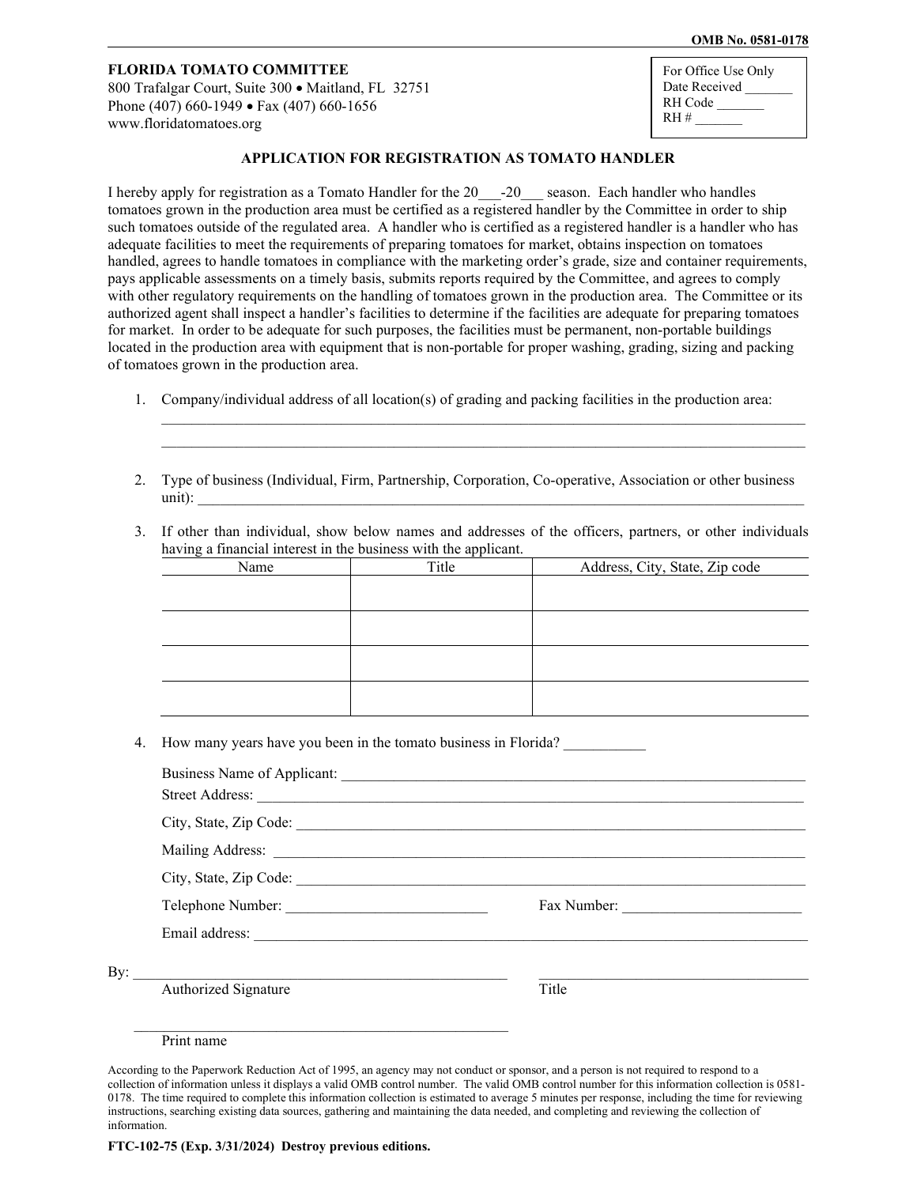OMB No. 0581-0178

**FLORIDA TOMATO COMMITTEE**
800 Trafalgar Court, Suite 300 • Maitland, FL 32751
Phone (407) 660-1949 • Fax (407) 660-1656
www.floridatomatoes.org

| For Office Use Only |
|---|
| Date Received _______ |
| RH Code _______ |
| RH # _______ |

## APPLICATION FOR REGISTRATION AS TOMATO HANDLER

I hereby apply for registration as a Tomato Handler for the 20___-20___ season. Each handler who handles tomatoes grown in the production area must be certified as a registered handler by the Committee in order to ship such tomatoes outside of the regulated area. A handler who is certified as a registered handler is a handler who has adequate facilities to meet the requirements of preparing tomatoes for market, obtains inspection on tomatoes handled, agrees to handle tomatoes in compliance with the marketing order's grade, size and container requirements, pays applicable assessments on a timely basis, submits reports required by the Committee, and agrees to comply with other regulatory requirements on the handling of tomatoes grown in the production area. The Committee or its authorized agent shall inspect a handler's facilities to determine if the facilities are adequate for preparing tomatoes for market. In order to be adequate for such purposes, the facilities must be permanent, non-portable buildings located in the production area with equipment that is non-portable for proper washing, grading, sizing and packing of tomatoes grown in the production area.

1. Company/individual address of all location(s) of grading and packing facilities in the production area:
   ______________________________________________________________________
   ______________________________________________________________________

2. Type of business (Individual, Firm, Partnership, Corporation, Co-operative, Association or other business unit): ______________________________________________________________________

3. If other than individual, show below names and addresses of the officers, partners, or other individuals having a financial interest in the business with the applicant.

| Name | Title | Address, City, State, Zip code |
|---|---|---|
| | | |
| | | |
| | | |
| | | |

4. How many years have you been in the tomato business in Florida? ___________

   Business Name of Applicant: ______________________________________________

   Street Address: ______________________________________________

   City, State, Zip Code: ______________________________________________

   Mailing Address: ______________________________________________

   City, State, Zip Code: ______________________________________________

   Telephone Number: ___________________________ Fax Number: ________________________

   Email address: ______________________________________________

By: ______________________________________________ ______________________________________________
Authorized Signature Title

______________________________________________
Print name

According to the Paperwork Reduction Act of 1995, an agency may not conduct or sponsor, and a person is not required to respond to a collection of information unless it displays a valid OMB control number. The valid OMB control number for this information collection is 0581-0178. The time required to complete this information collection is estimated to average 5 minutes per response, including the time for reviewing instructions, searching existing data sources, gathering and maintaining the data needed, and completing and reviewing the collection of information.

**FTC-102-75 (Exp. 3/31/2024) Destroy previous editions.**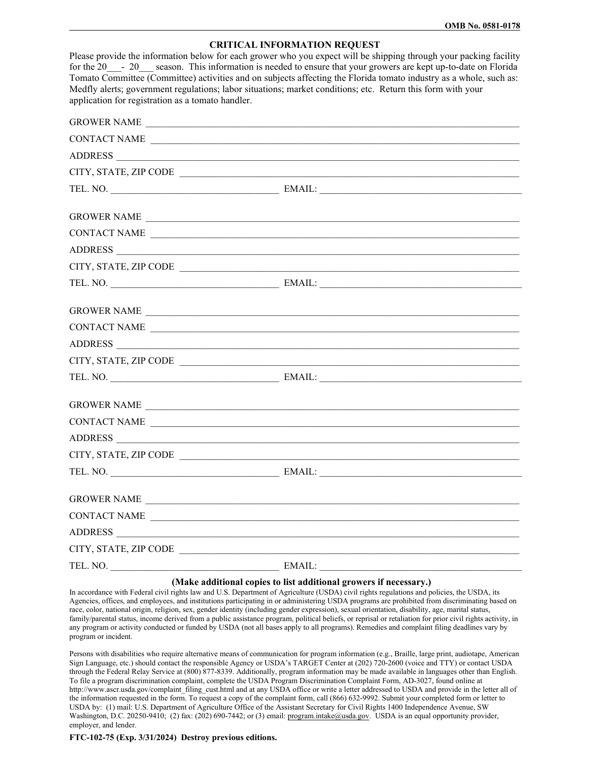OMB No. 0581-0178

## CRITICAL INFORMATION REQUEST

Please provide the information below for each grower who you expect will be shipping through your packing facility for the 20___- 20___ season. This information is needed to ensure that your growers are kept up-to-date on Florida Tomato Committee (Committee) activities and on subjects affecting the Florida tomato industry as a whole, such as: Medfly alerts; government regulations; labor situations; market conditions; etc. Return this form with your application for registration as a tomato handler.

GROWER NAME ______________________________________________

CONTACT NAME ______________________________________________

ADDRESS ______________________________________________

CITY, STATE, ZIP CODE ______________________________________________

TEL. NO. ______________________ EMAIL: ______________________

GROWER NAME ______________________________________________

CONTACT NAME ______________________________________________

ADDRESS ______________________________________________

CITY, STATE, ZIP CODE ______________________________________________

TEL. NO. ______________________ EMAIL: ______________________

GROWER NAME ______________________________________________

CONTACT NAME ______________________________________________

ADDRESS ______________________________________________

CITY, STATE, ZIP CODE ______________________________________________

TEL. NO. ______________________ EMAIL: ______________________

GROWER NAME ______________________________________________

CONTACT NAME ______________________________________________

ADDRESS ______________________________________________

CITY, STATE, ZIP CODE ______________________________________________

TEL. NO. ______________________ EMAIL: ______________________

GROWER NAME ______________________________________________

CONTACT NAME ______________________________________________

ADDRESS ______________________________________________

CITY, STATE, ZIP CODE ______________________________________________

TEL. NO. ______________________ EMAIL: ______________________

**(Make additional copies to list additional growers if necessary.)**

In accordance with Federal civil rights law and U.S. Department of Agriculture (USDA) civil rights regulations and policies, the USDA, its Agencies, offices, and employees, and institutions participating in or administering USDA programs are prohibited from discriminating based on race, color, national origin, religion, sex, gender identity (including gender expression), sexual orientation, disability, age, marital status, family/parental status, income derived from a public assistance program, political beliefs, or reprisal or retaliation for prior civil rights activity, in any program or activity conducted or funded by USDA (not all bases apply to all programs). Remedies and complaint filing deadlines vary by program or incident.

Persons with disabilities who require alternative means of communication for program information (e.g., Braille, large print, audiotape, American Sign Language, etc.) should contact the responsible Agency or USDA's TARGET Center at (202) 720-2600 (voice and TTY) or contact USDA through the Federal Relay Service at (800) 877-8339. Additionally, program information may be made available in languages other than English. To file a program discrimination complaint, complete the USDA Program Discrimination Complaint Form, AD-3027, found online at http://www.ascr.usda.gov/complaint_filing_cust.html and at any USDA office or write a letter addressed to USDA and provide in the letter all of the information requested in the form. To request a copy of the complaint form, call (866) 632-9992. Submit your completed form or letter to USDA by: (1) mail: U.S. Department of Agriculture Office of the Assistant Secretary for Civil Rights 1400 Independence Avenue, SW Washington, D.C. 20250-9410; (2) fax: (202) 690-7442; or (3) email: program.intake@usda.gov. USDA is an equal opportunity provider, employer, and lender.

**FTC-102-75 (Exp. 3/31/2024) Destroy previous editions.**